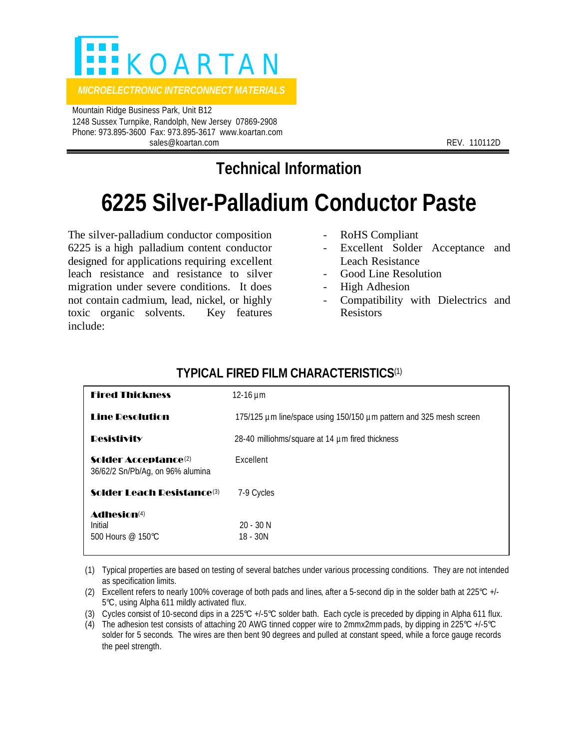# KOARTAN

*MICROELECTRONIC INTERCONNECT MATERIALS*

Mountain Ridge Business Park, Unit B12
1248 Sussex Turnpike, Randolph, New Jersey 07869-2908
Phone: 973.895-3600 Fax: 973.895-3617 www.koartan.com
sales@koartan.com

REV. 110112D

## Technical Information

# 6225 Silver-Palladium Conductor Paste

The silver-palladium conductor composition 6225 is a high palladium content conductor designed for applications requiring excellent leach resistance and resistance to silver migration under severe conditions. It does not contain cadmium, lead, nickel, or highly toxic organic solvents. Key features include:

- RoHS Compliant
- Excellent Solder Acceptance and Leach Resistance
- Good Line Resolution
- High Adhesion
- Compatibility with Dielectrics and Resistors

### TYPICAL FIRED FILM CHARACTERISTICS(1)

| Property | Value |
|---|---|
| **Fired Thickness** | 12-16 µm |
| **Line Resolution** | 175/125 µm line/space using 150/150 µm pattern and 325 mesh screen |
| **Resistivity** | 28-40 milliohms/square at 14 µm fired thickness |
| **Solder Acceptance**(2) 36/62/2 Sn/Pb/Ag, on 96% alumina | Excellent |
| **Solder Leach Resistance**(3) | 7-9 Cycles |
| **Adhesion**(4) | |
| Initial | 20 - 30 N |
| 500 Hours @ 150℃ | 18 - 30N |

(1) Typical properties are based on testing of several batches under various processing conditions. They are not intended as specification limits.

(2) Excellent refers to nearly 100% coverage of both pads and lines, after a 5-second dip in the solder bath at 225℃ +/- 5℃, using Alpha 611 mildly activated flux.

(3) Cycles consist of 10-second dips in a 225℃ +/-5℃ solder bath. Each cycle is preceded by dipping in Alpha 611 flux.

(4) The adhesion test consists of attaching 20 AWG tinned copper wire to 2mmx2mm pads, by dipping in 225℃ +/-5℃ solder for 5 seconds. The wires are then bent 90 degrees and pulled at constant speed, while a force gauge records the peel strength.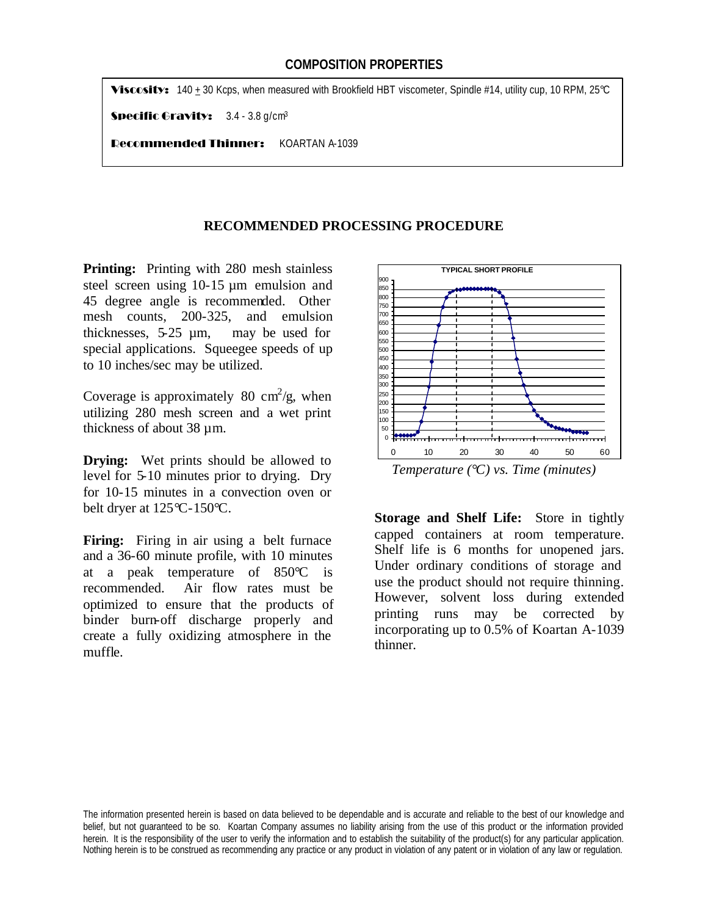## COMPOSITION PROPERTIES

**Viscosity:** 140 ± 30 Kcps, when measured with Brookfield HBT viscometer, Spindle #14, utility cup, 10 RPM, 25°C

**Specific Gravity:** 3.4 - 3.8 g/cm³

**Recommended Thinner:** KOARTAN A-1039

## RECOMMENDED PROCESSING PROCEDURE

**Printing:** Printing with 280 mesh stainless steel screen using 10-15 µm emulsion and 45 degree angle is recommended. Other mesh counts, 200-325, and emulsion thicknesses, 5-25 µm, may be used for special applications. Squeegee speeds of up to 10 inches/sec may be utilized.

Coverage is approximately 80 $cm^2/g$, when utilizing 280 mesh screen and a wet print thickness of about 38 µm.

**Drying:** Wet prints should be allowed to level for 5-10 minutes prior to drying. Dry for 10-15 minutes in a convection oven or belt dryer at 125°C-150°C.

**Firing:** Firing in air using a belt furnace and a 36-60 minute profile, with 10 minutes at a peak temperature of 850°C is recommended. Air flow rates must be optimized to ensure that the products of binder burn-off discharge properly and create a fully oxidizing atmosphere in the muffle.

TYPICAL SHORT PROFILE

900
850
800
750
700
650
600
550
500
450
400
350
300
250
200
150
100
50
0

0 10 20 30 40 50 60

*Temperature (°C) vs. Time (minutes)*

**Storage and Shelf Life:** Store in tightly capped containers at room temperature. Shelf life is 6 months for unopened jars. Under ordinary conditions of storage and use the product should not require thinning. However, solvent loss during extended printing runs may be corrected by incorporating up to 0.5% of Koartan A-1039 thinner.

The information presented herein is based on data believed to be dependable and is accurate and reliable to the best of our knowledge and belief, but not guaranteed to be so. Koartan Company assumes no liability arising from the use of this product or the information provided herein. It is the responsibility of the user to verify the information and to establish the suitability of the product(s) for any particular application. Nothing herein is to be construed as recommending any practice or any product in violation of any patent or in violation of any law or regulation.